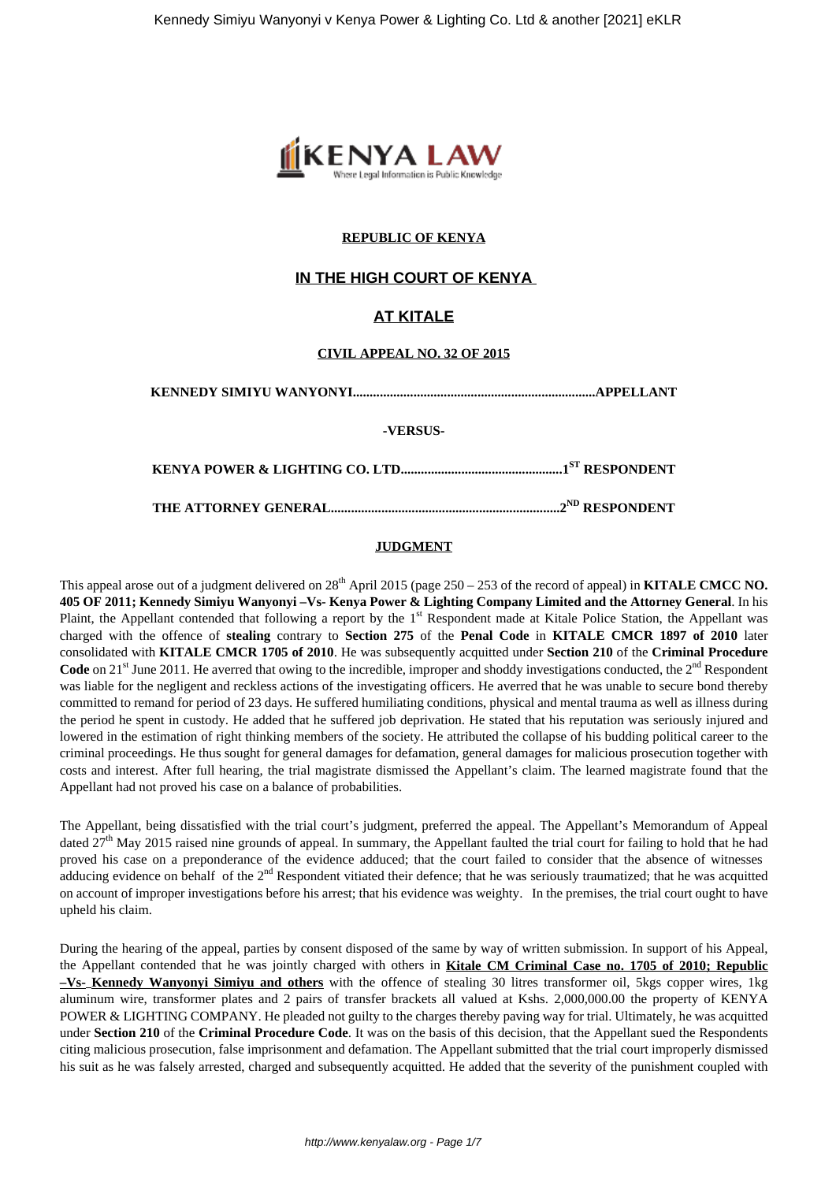**REPUBLIC OF KENYA**

## IN THE HIGH COURT OF KENYA

## AT KITALE

**CIVIL APPEAL NO. 32 OF 2015**

**KENNEDY SIMIYU WANYONYI.......................................................................APPELLANT**

**-VERSUS-**

**KENYA POWER & LIGHTING CO. LTD...............................................1ST RESPONDENT**

**THE ATTORNEY GENERAL...................................................................2ND RESPONDENT**

**JUDGMENT**

This appeal arose out of a judgment delivered on 28th April 2015 (page 250 – 253 of the record of appeal) in **KITALE CMCC NO. 405 OF 2011; Kennedy Simiyu Wanyonyi –Vs- Kenya Power & Lighting Company Limited and the Attorney General**. In his Plaint, the Appellant contended that following a report by the 1st Respondent made at Kitale Police Station, the Appellant was charged with the offence of **stealing** contrary to **Section 275** of the **Penal Code** in **KITALE CMCR 1897 of 2010** later consolidated with **KITALE CMCR 1705 of 2010**. He was subsequently acquitted under **Section 210** of the **Criminal Procedure Code** on 21st June 2011. He averred that owing to the incredible, improper and shoddy investigations conducted, the 2nd Respondent was liable for the negligent and reckless actions of the investigating officers. He averred that he was unable to secure bond thereby committed to remand for period of 23 days. He suffered humiliating conditions, physical and mental trauma as well as illness during the period he spent in custody. He added that he suffered job deprivation. He stated that his reputation was seriously injured and lowered in the estimation of right thinking members of the society. He attributed the collapse of his budding political career to the criminal proceedings. He thus sought for general damages for defamation, general damages for malicious prosecution together with costs and interest. After full hearing, the trial magistrate dismissed the Appellant's claim. The learned magistrate found that the Appellant had not proved his case on a balance of probabilities.

The Appellant, being dissatisfied with the trial court's judgment, preferred the appeal. The Appellant's Memorandum of Appeal dated 27th May 2015 raised nine grounds of appeal. In summary, the Appellant faulted the trial court for failing to hold that he had proved his case on a preponderance of the evidence adduced; that the court failed to consider that the absence of witnesses adducing evidence on behalf of the 2nd Respondent vitiated their defence; that he was seriously traumatized; that he was acquitted on account of improper investigations before his arrest; that his evidence was weighty. In the premises, the trial court ought to have upheld his claim.

During the hearing of the appeal, parties by consent disposed of the same by way of written submission. In support of his Appeal, the Appellant contended that he was jointly charged with others in **Kitale CM Criminal Case no. 1705 of 2010; Republic –Vs- Kennedy Wanyonyi Simiyu and others** with the offence of stealing 30 litres transformer oil, 5kgs copper wires, 1kg aluminum wire, transformer plates and 2 pairs of transfer brackets all valued at Kshs. 2,000,000.00 the property of KENYA POWER & LIGHTING COMPANY. He pleaded not guilty to the charges thereby paving way for trial. Ultimately, he was acquitted under **Section 210** of the **Criminal Procedure Code**. It was on the basis of this decision, that the Appellant sued the Respondents citing malicious prosecution, false imprisonment and defamation. The Appellant submitted that the trial court improperly dismissed his suit as he was falsely arrested, charged and subsequently acquitted. He added that the severity of the punishment coupled with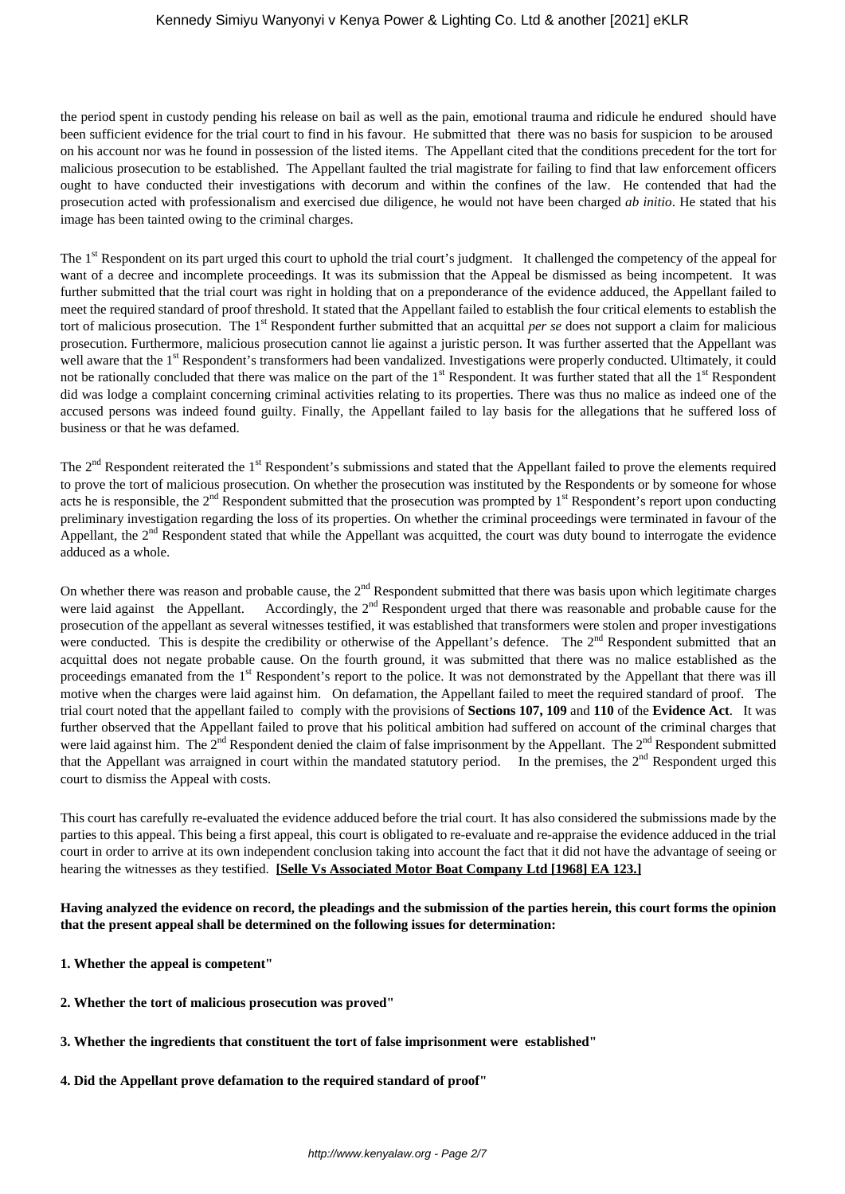the period spent in custody pending his release on bail as well as the pain, emotional trauma and ridicule he endured should have been sufficient evidence for the trial court to find in his favour. He submitted that there was no basis for suspicion to be aroused on his account nor was he found in possession of the listed items. The Appellant cited that the conditions precedent for the tort for malicious prosecution to be established. The Appellant faulted the trial magistrate for failing to find that law enforcement officers ought to have conducted their investigations with decorum and within the confines of the law. He contended that had the prosecution acted with professionalism and exercised due diligence, he would not have been charged *ab initio*. He stated that his image has been tainted owing to the criminal charges.

The 1st Respondent on its part urged this court to uphold the trial court's judgment. It challenged the competency of the appeal for want of a decree and incomplete proceedings. It was its submission that the Appeal be dismissed as being incompetent. It was further submitted that the trial court was right in holding that on a preponderance of the evidence adduced, the Appellant failed to meet the required standard of proof threshold. It stated that the Appellant failed to establish the four critical elements to establish the tort of malicious prosecution. The 1st Respondent further submitted that an acquittal *per se* does not support a claim for malicious prosecution. Furthermore, malicious prosecution cannot lie against a juristic person. It was further asserted that the Appellant was well aware that the 1st Respondent's transformers had been vandalized. Investigations were properly conducted. Ultimately, it could not be rationally concluded that there was malice on the part of the 1st Respondent. It was further stated that all the 1st Respondent did was lodge a complaint concerning criminal activities relating to its properties. There was thus no malice as indeed one of the accused persons was indeed found guilty. Finally, the Appellant failed to lay basis for the allegations that he suffered loss of business or that he was defamed.

The 2nd Respondent reiterated the 1st Respondent's submissions and stated that the Appellant failed to prove the elements required to prove the tort of malicious prosecution. On whether the prosecution was instituted by the Respondents or by someone for whose acts he is responsible, the 2nd Respondent submitted that the prosecution was prompted by 1st Respondent's report upon conducting preliminary investigation regarding the loss of its properties. On whether the criminal proceedings were terminated in favour of the Appellant, the 2nd Respondent stated that while the Appellant was acquitted, the court was duty bound to interrogate the evidence adduced as a whole.

On whether there was reason and probable cause, the 2nd Respondent submitted that there was basis upon which legitimate charges were laid against the Appellant. Accordingly, the 2nd Respondent urged that there was reasonable and probable cause for the prosecution of the appellant as several witnesses testified, it was established that transformers were stolen and proper investigations were conducted. This is despite the credibility or otherwise of the Appellant's defence. The 2nd Respondent submitted that an acquittal does not negate probable cause. On the fourth ground, it was submitted that there was no malice established as the proceedings emanated from the 1st Respondent's report to the police. It was not demonstrated by the Appellant that there was ill motive when the charges were laid against him. On defamation, the Appellant failed to meet the required standard of proof. The trial court noted that the appellant failed to comply with the provisions of **Sections 107, 109** and **110** of the **Evidence Act**. It was further observed that the Appellant failed to prove that his political ambition had suffered on account of the criminal charges that were laid against him. The 2nd Respondent denied the claim of false imprisonment by the Appellant. The 2nd Respondent submitted that the Appellant was arraigned in court within the mandated statutory period. In the premises, the 2nd Respondent urged this court to dismiss the Appeal with costs.

This court has carefully re-evaluated the evidence adduced before the trial court. It has also considered the submissions made by the parties to this appeal. This being a first appeal, this court is obligated to re-evaluate and re-appraise the evidence adduced in the trial court in order to arrive at its own independent conclusion taking into account the fact that it did not have the advantage of seeing or hearing the witnesses as they testified. **[Selle Vs Associated Motor Boat Company Ltd [1968] EA 123.]**

**Having analyzed the evidence on record, the pleadings and the submission of the parties herein, this court forms the opinion that the present appeal shall be determined on the following issues for determination:**

**1. Whether the appeal is competent"**

**2. Whether the tort of malicious prosecution was proved"**

**3. Whether the ingredients that constituent the tort of false imprisonment were established"**

**4. Did the Appellant prove defamation to the required standard of proof"**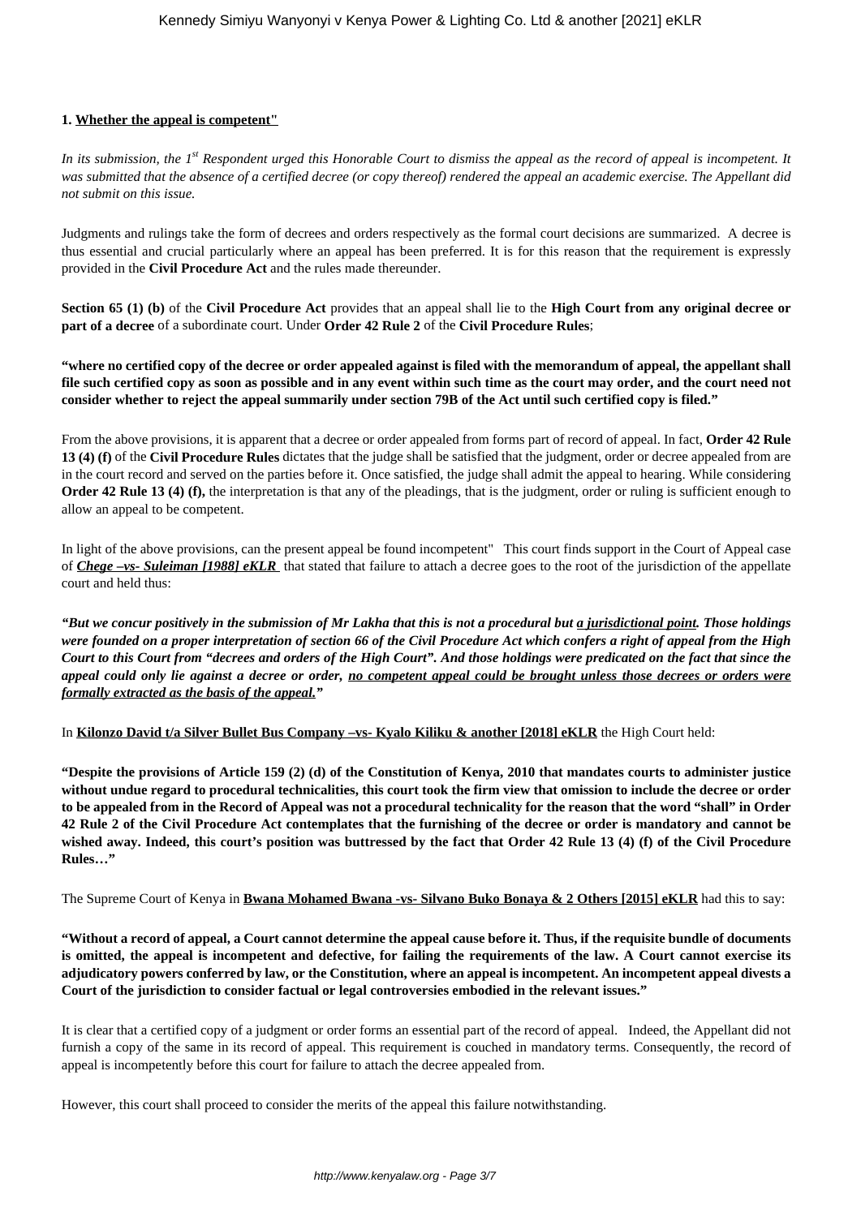**1. Whether the appeal is competent"**

*In its submission, the 1st Respondent urged this Honorable Court to dismiss the appeal as the record of appeal is incompetent. It was submitted that the absence of a certified decree (or copy thereof) rendered the appeal an academic exercise. The Appellant did not submit on this issue.*

Judgments and rulings take the form of decrees and orders respectively as the formal court decisions are summarized. A decree is thus essential and crucial particularly where an appeal has been preferred. It is for this reason that the requirement is expressly provided in the **Civil Procedure Act** and the rules made thereunder.

**Section 65 (1) (b)** of the **Civil Procedure Act** provides that an appeal shall lie to the **High Court from any original decree or part of a decree** of a subordinate court. Under **Order 42 Rule 2** of the **Civil Procedure Rules**;

**"where no certified copy of the decree or order appealed against is filed with the memorandum of appeal, the appellant shall file such certified copy as soon as possible and in any event within such time as the court may order, and the court need not consider whether to reject the appeal summarily under section 79B of the Act until such certified copy is filed."**

From the above provisions, it is apparent that a decree or order appealed from forms part of record of appeal. In fact, **Order 42 Rule 13 (4) (f)** of the **Civil Procedure Rules** dictates that the judge shall be satisfied that the judgment, order or decree appealed from are in the court record and served on the parties before it. Once satisfied, the judge shall admit the appeal to hearing. While considering **Order 42 Rule 13 (4) (f),** the interpretation is that any of the pleadings, that is the judgment, order or ruling is sufficient enough to allow an appeal to be competent.

In light of the above provisions, can the present appeal be found incompetent" This court finds support in the Court of Appeal case of ***Chege –vs- Suleiman [1988] eKLR*** that stated that failure to attach a decree goes to the root of the jurisdiction of the appellate court and held thus:

***"But we concur positively in the submission of Mr Lakha that this is not a procedural but a jurisdictional point. Those holdings were founded on a proper interpretation of section 66 of the Civil Procedure Act which confers a right of appeal from the High Court to this Court from "decrees and orders of the High Court". And those holdings were predicated on the fact that since the appeal could only lie against a decree or order, no competent appeal could be brought unless those decrees or orders were formally extracted as the basis of the appeal."***

In **Kilonzo David t/a Silver Bullet Bus Company –vs- Kyalo Kiliku & another [2018] eKLR** the High Court held:

**"Despite the provisions of Article 159 (2) (d) of the Constitution of Kenya, 2010 that mandates courts to administer justice without undue regard to procedural technicalities, this court took the firm view that omission to include the decree or order to be appealed from in the Record of Appeal was not a procedural technicality for the reason that the word "shall" in Order 42 Rule 2 of the Civil Procedure Act contemplates that the furnishing of the decree or order is mandatory and cannot be wished away. Indeed, this court's position was buttressed by the fact that Order 42 Rule 13 (4) (f) of the Civil Procedure Rules…"**

The Supreme Court of Kenya in **Bwana Mohamed Bwana -vs- Silvano Buko Bonaya & 2 Others [2015] eKLR** had this to say:

**"Without a record of appeal, a Court cannot determine the appeal cause before it. Thus, if the requisite bundle of documents is omitted, the appeal is incompetent and defective, for failing the requirements of the law. A Court cannot exercise its adjudicatory powers conferred by law, or the Constitution, where an appeal is incompetent. An incompetent appeal divests a Court of the jurisdiction to consider factual or legal controversies embodied in the relevant issues."**

It is clear that a certified copy of a judgment or order forms an essential part of the record of appeal. Indeed, the Appellant did not furnish a copy of the same in its record of appeal. This requirement is couched in mandatory terms. Consequently, the record of appeal is incompetently before this court for failure to attach the decree appealed from.

However, this court shall proceed to consider the merits of the appeal this failure notwithstanding.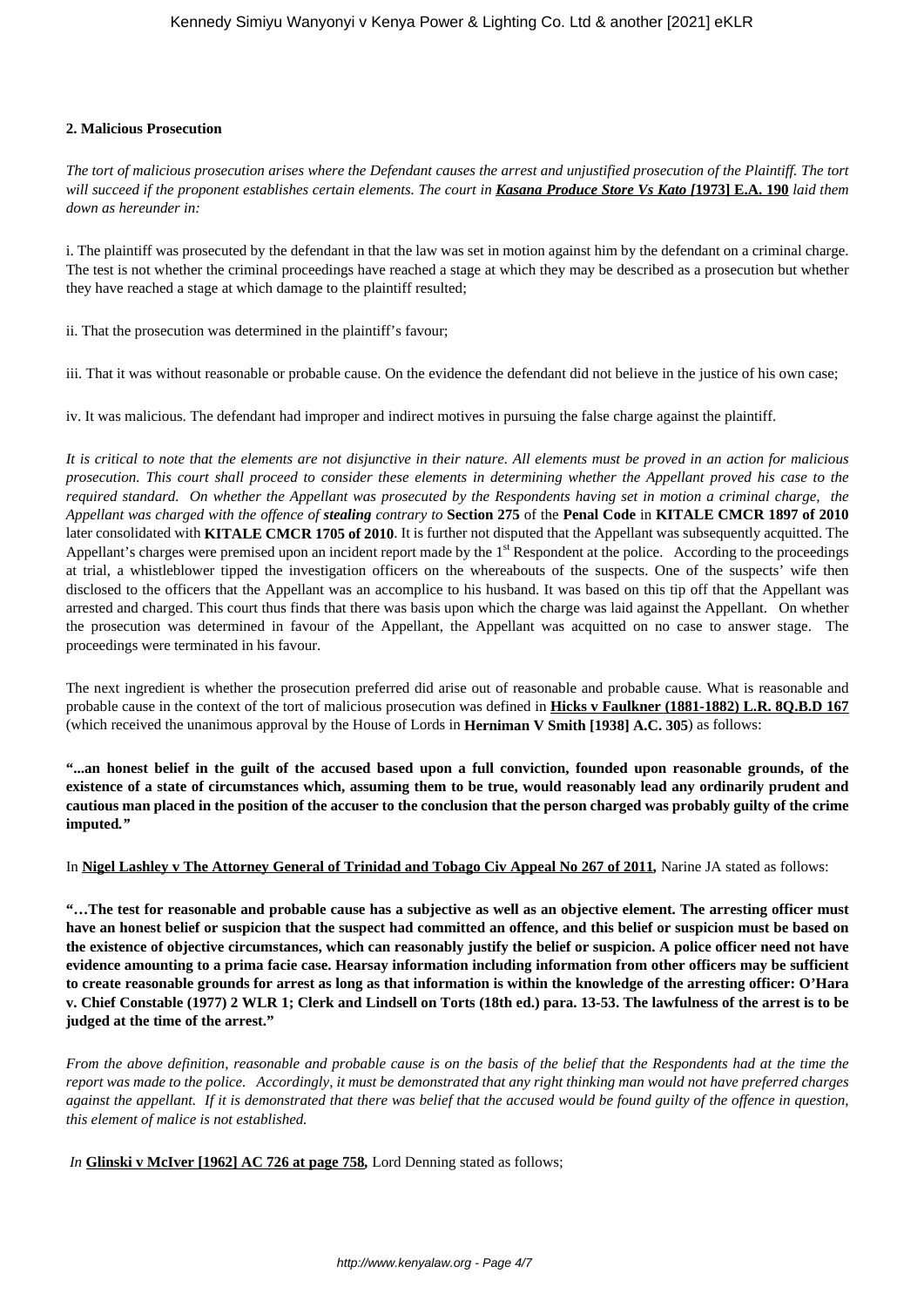**2. Malicious Prosecution**

*The tort of malicious prosecution arises where the Defendant causes the arrest and unjustified prosecution of the Plaintiff. The tort will succeed if the proponent establishes certain elements. The court in* ***Kasana Produce Store Vs Kato [*1973] E.A. 190** *laid them down as hereunder in:*

i. The plaintiff was prosecuted by the defendant in that the law was set in motion against him by the defendant on a criminal charge. The test is not whether the criminal proceedings have reached a stage at which they may be described as a prosecution but whether they have reached a stage at which damage to the plaintiff resulted;

ii. That the prosecution was determined in the plaintiff's favour;

iii. That it was without reasonable or probable cause. On the evidence the defendant did not believe in the justice of his own case;

iv. It was malicious. The defendant had improper and indirect motives in pursuing the false charge against the plaintiff.

*It is critical to note that the elements are not disjunctive in their nature. All elements must be proved in an action for malicious prosecution. This court shall proceed to consider these elements in determining whether the Appellant proved his case to the required standard. On whether the Appellant was prosecuted by the Respondents having set in motion a criminal charge, the Appellant was charged with the offence of* ***stealing*** *contrary to* **Section 275** of the **Penal Code** in **KITALE CMCR 1897 of 2010** later consolidated with **KITALE CMCR 1705 of 2010**. It is further not disputed that the Appellant was subsequently acquitted. The Appellant's charges were premised upon an incident report made by the 1st Respondent at the police. According to the proceedings at trial, a whistleblower tipped the investigation officers on the whereabouts of the suspects. One of the suspects' wife then disclosed to the officers that the Appellant was an accomplice to his husband. It was based on this tip off that the Appellant was arrested and charged. This court thus finds that there was basis upon which the charge was laid against the Appellant. On whether the prosecution was determined in favour of the Appellant, the Appellant was acquitted on no case to answer stage. The proceedings were terminated in his favour.

The next ingredient is whether the prosecution preferred did arise out of reasonable and probable cause. What is reasonable and probable cause in the context of the tort of malicious prosecution was defined in **Hicks v Faulkner (1881-1882) L.R. 8Q.B.D 167** (which received the unanimous approval by the House of Lords in **Herniman V Smith [1938] A.C. 305**) as follows:

**"...an honest belief in the guilt of the accused based upon a full conviction, founded upon reasonable grounds, of the existence of a state of circumstances which, assuming them to be true, would reasonably lead any ordinarily prudent and cautious man placed in the position of the accuser to the conclusion that the person charged was probably guilty of the crime imputed."**

In **Nigel Lashley v The Attorney General of Trinidad and Tobago Civ Appeal No 267 of 2011,** Narine JA stated as follows:

**"…The test for reasonable and probable cause has a subjective as well as an objective element. The arresting officer must have an honest belief or suspicion that the suspect had committed an offence, and this belief or suspicion must be based on the existence of objective circumstances, which can reasonably justify the belief or suspicion. A police officer need not have evidence amounting to a prima facie case. Hearsay information including information from other officers may be sufficient to create reasonable grounds for arrest as long as that information is within the knowledge of the arresting officer: O'Hara v. Chief Constable (1977) 2 WLR 1; Clerk and Lindsell on Torts (18th ed.) para. 13-53. The lawfulness of the arrest is to be judged at the time of the arrest."**

*From the above definition, reasonable and probable cause is on the basis of the belief that the Respondents had at the time the report was made to the police. Accordingly, it must be demonstrated that any right thinking man would not have preferred charges against the appellant. If it is demonstrated that there was belief that the accused would be found guilty of the offence in question, this element of malice is not established.*

*In* **Glinski v McIver [1962] AC 726 at page 758,** Lord Denning stated as follows;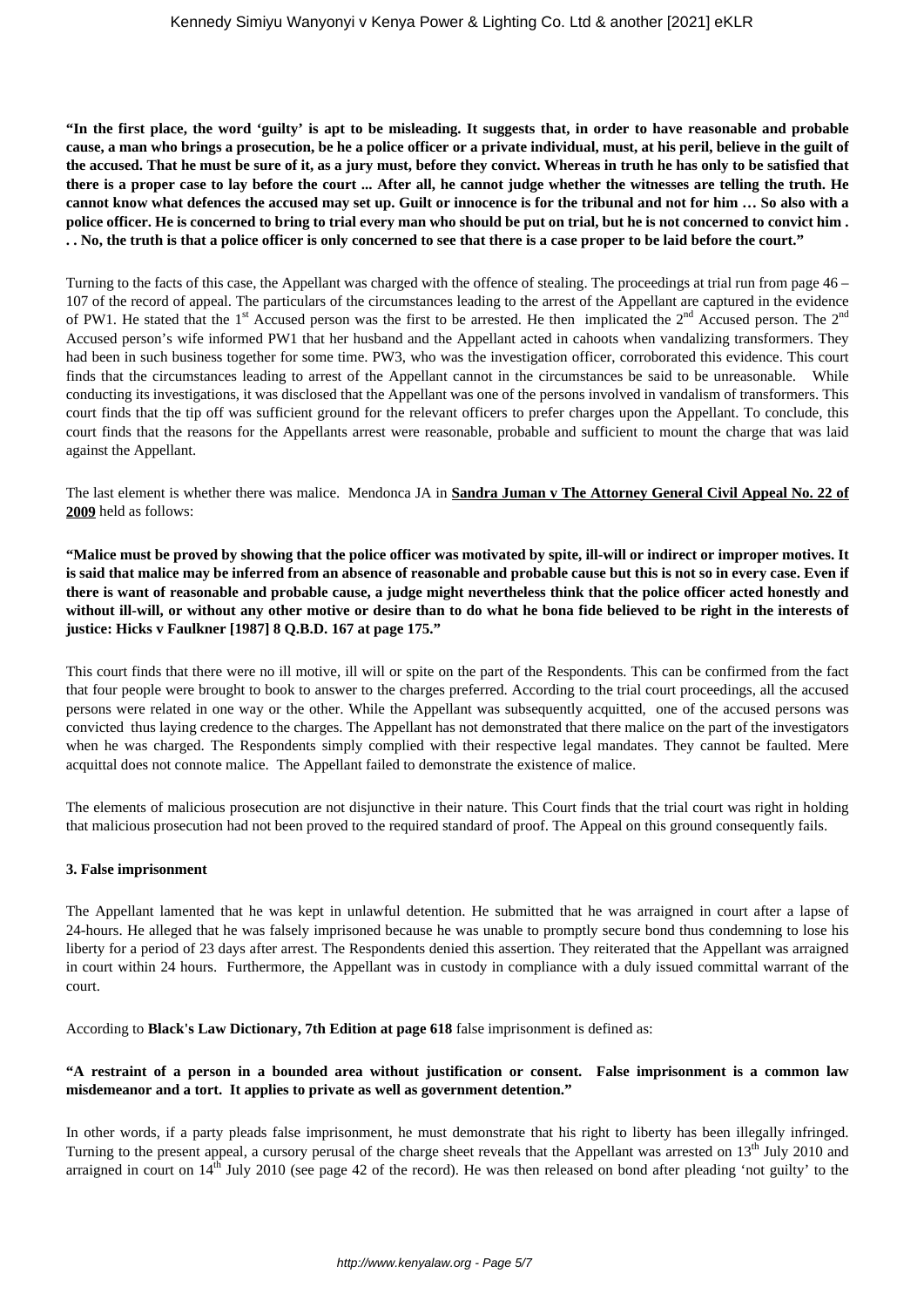**"In the first place, the word 'guilty' is apt to be misleading. It suggests that, in order to have reasonable and probable cause, a man who brings a prosecution, be he a police officer or a private individual, must, at his peril, believe in the guilt of the accused. That he must be sure of it, as a jury must, before they convict. Whereas in truth he has only to be satisfied that there is a proper case to lay before the court ... After all, he cannot judge whether the witnesses are telling the truth. He cannot know what defences the accused may set up. Guilt or innocence is for the tribunal and not for him … So also with a police officer. He is concerned to bring to trial every man who should be put on trial, but he is not concerned to convict him . . . No, the truth is that a police officer is only concerned to see that there is a case proper to be laid before the court."**

Turning to the facts of this case, the Appellant was charged with the offence of stealing. The proceedings at trial run from page 46 – 107 of the record of appeal. The particulars of the circumstances leading to the arrest of the Appellant are captured in the evidence of PW1. He stated that the 1st Accused person was the first to be arrested. He then implicated the 2nd Accused person. The 2nd Accused person's wife informed PW1 that her husband and the Appellant acted in cahoots when vandalizing transformers. They had been in such business together for some time. PW3, who was the investigation officer, corroborated this evidence. This court finds that the circumstances leading to arrest of the Appellant cannot in the circumstances be said to be unreasonable. While conducting its investigations, it was disclosed that the Appellant was one of the persons involved in vandalism of transformers. This court finds that the tip off was sufficient ground for the relevant officers to prefer charges upon the Appellant. To conclude, this court finds that the reasons for the Appellants arrest were reasonable, probable and sufficient to mount the charge that was laid against the Appellant.

The last element is whether there was malice. Mendonca JA in **Sandra Juman v The Attorney General Civil Appeal No. 22 of 2009** held as follows:

**"Malice must be proved by showing that the police officer was motivated by spite, ill-will or indirect or improper motives. It is said that malice may be inferred from an absence of reasonable and probable cause but this is not so in every case. Even if there is want of reasonable and probable cause, a judge might nevertheless think that the police officer acted honestly and without ill-will, or without any other motive or desire than to do what he bona fide believed to be right in the interests of justice: Hicks v Faulkner [1987] 8 Q.B.D. 167 at page 175."**

This court finds that there were no ill motive, ill will or spite on the part of the Respondents. This can be confirmed from the fact that four people were brought to book to answer to the charges preferred. According to the trial court proceedings, all the accused persons were related in one way or the other. While the Appellant was subsequently acquitted, one of the accused persons was convicted thus laying credence to the charges. The Appellant has not demonstrated that there malice on the part of the investigators when he was charged. The Respondents simply complied with their respective legal mandates. They cannot be faulted. Mere acquittal does not connote malice. The Appellant failed to demonstrate the existence of malice.

The elements of malicious prosecution are not disjunctive in their nature. This Court finds that the trial court was right in holding that malicious prosecution had not been proved to the required standard of proof. The Appeal on this ground consequently fails.

**3. False imprisonment**

The Appellant lamented that he was kept in unlawful detention. He submitted that he was arraigned in court after a lapse of 24-hours. He alleged that he was falsely imprisoned because he was unable to promptly secure bond thus condemning to lose his liberty for a period of 23 days after arrest. The Respondents denied this assertion. They reiterated that the Appellant was arraigned in court within 24 hours. Furthermore, the Appellant was in custody in compliance with a duly issued committal warrant of the court.

According to **Black's Law Dictionary, 7th Edition at page 618** false imprisonment is defined as:

**"A restraint of a person in a bounded area without justification or consent. False imprisonment is a common law misdemeanor and a tort. It applies to private as well as government detention."**

In other words, if a party pleads false imprisonment, he must demonstrate that his right to liberty has been illegally infringed. Turning to the present appeal, a cursory perusal of the charge sheet reveals that the Appellant was arrested on 13th July 2010 and arraigned in court on 14th July 2010 (see page 42 of the record). He was then released on bond after pleading 'not guilty' to the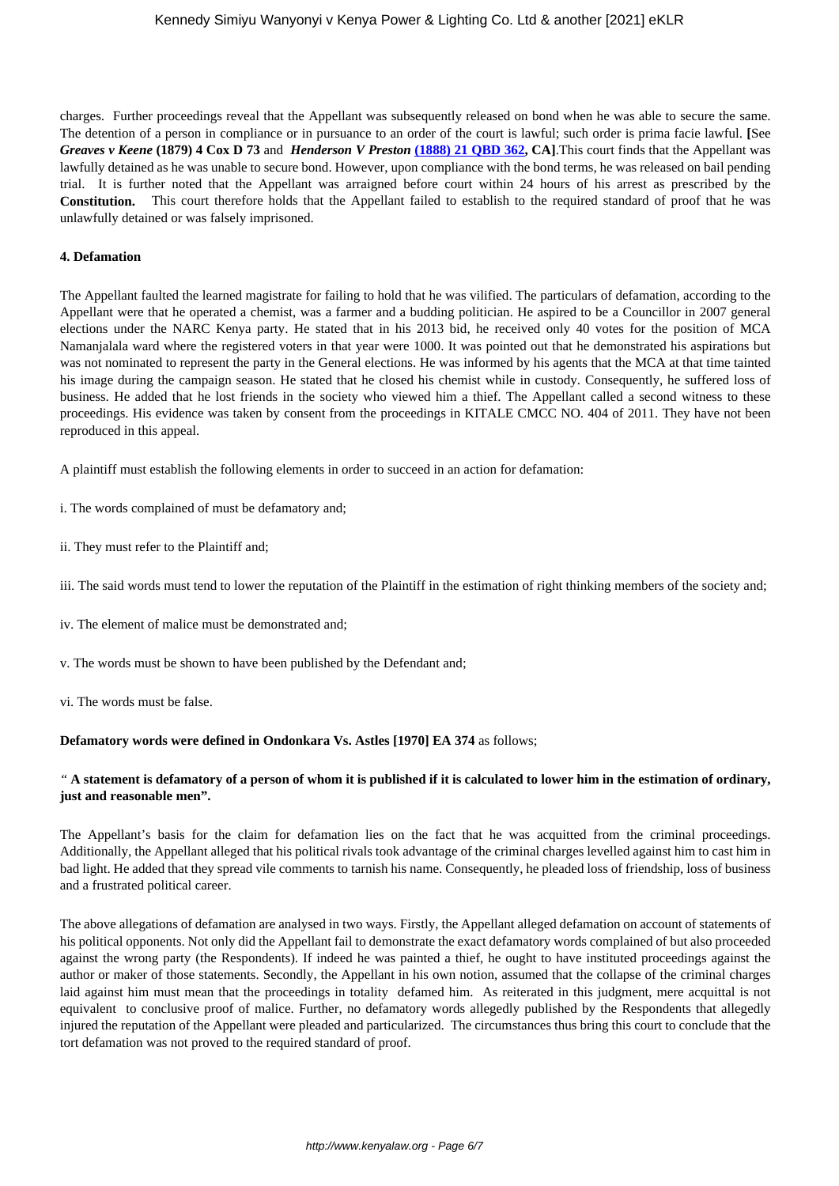charges. Further proceedings reveal that the Appellant was subsequently released on bond when he was able to secure the same. The detention of a person in compliance or in pursuance to an order of the court is lawful; such order is prima facie lawful. **[**See ***Greaves v Keene*** **(1879) 4 Cox D 73** and ***Henderson V Preston*** **(1888) 21 QBD 362, CA]**.This court finds that the Appellant was lawfully detained as he was unable to secure bond. However, upon compliance with the bond terms, he was released on bail pending trial. It is further noted that the Appellant was arraigned before court within 24 hours of his arrest as prescribed by the **Constitution.** This court therefore holds that the Appellant failed to establish to the required standard of proof that he was unlawfully detained or was falsely imprisoned.

**4. Defamation**

The Appellant faulted the learned magistrate for failing to hold that he was vilified. The particulars of defamation, according to the Appellant were that he operated a chemist, was a farmer and a budding politician. He aspired to be a Councillor in 2007 general elections under the NARC Kenya party. He stated that in his 2013 bid, he received only 40 votes for the position of MCA Namanjalala ward where the registered voters in that year were 1000. It was pointed out that he demonstrated his aspirations but was not nominated to represent the party in the General elections. He was informed by his agents that the MCA at that time tainted his image during the campaign season. He stated that he closed his chemist while in custody. Consequently, he suffered loss of business. He added that he lost friends in the society who viewed him a thief. The Appellant called a second witness to these proceedings. His evidence was taken by consent from the proceedings in KITALE CMCC NO. 404 of 2011. They have not been reproduced in this appeal.

A plaintiff must establish the following elements in order to succeed in an action for defamation:

i. The words complained of must be defamatory and;

ii. They must refer to the Plaintiff and;

iii. The said words must tend to lower the reputation of the Plaintiff in the estimation of right thinking members of the society and;

iv. The element of malice must be demonstrated and;

v. The words must be shown to have been published by the Defendant and;

vi. The words must be false.

**Defamatory words were defined in Ondonkara Vs. Astles [1970] EA 374** as follows;

*"* **A statement is defamatory of a person of whom it is published if it is calculated to lower him in the estimation of ordinary, just and reasonable men".**

The Appellant's basis for the claim for defamation lies on the fact that he was acquitted from the criminal proceedings. Additionally, the Appellant alleged that his political rivals took advantage of the criminal charges levelled against him to cast him in bad light. He added that they spread vile comments to tarnish his name. Consequently, he pleaded loss of friendship, loss of business and a frustrated political career.

The above allegations of defamation are analysed in two ways. Firstly, the Appellant alleged defamation on account of statements of his political opponents. Not only did the Appellant fail to demonstrate the exact defamatory words complained of but also proceeded against the wrong party (the Respondents). If indeed he was painted a thief, he ought to have instituted proceedings against the author or maker of those statements. Secondly, the Appellant in his own notion, assumed that the collapse of the criminal charges laid against him must mean that the proceedings in totality defamed him. As reiterated in this judgment, mere acquittal is not equivalent to conclusive proof of malice. Further, no defamatory words allegedly published by the Respondents that allegedly injured the reputation of the Appellant were pleaded and particularized. The circumstances thus bring this court to conclude that the tort defamation was not proved to the required standard of proof.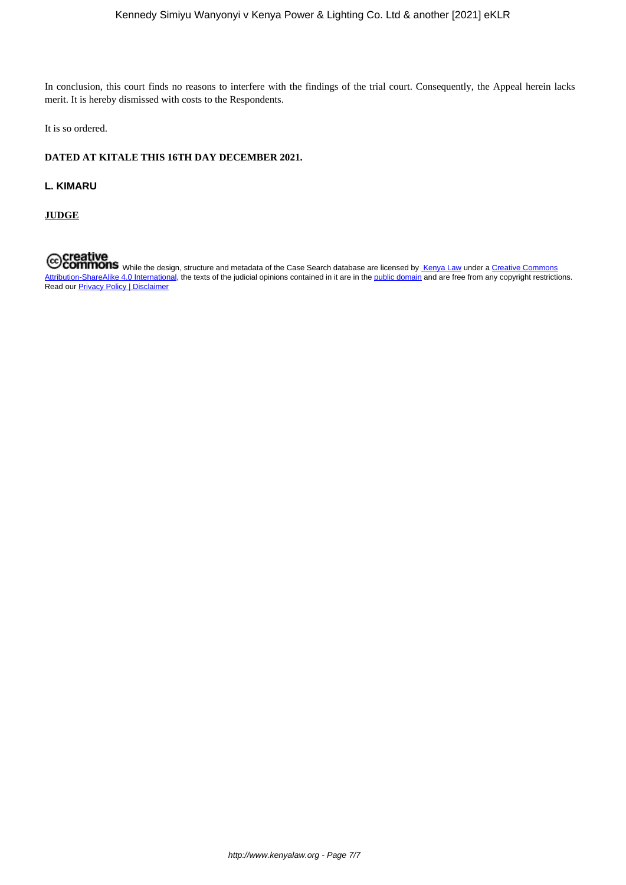In conclusion, this court finds no reasons to interfere with the findings of the trial court. Consequently, the Appeal herein lacks merit. It is hereby dismissed with costs to the Respondents.

It is so ordered.

**DATED AT KITALE THIS 16TH DAY DECEMBER 2021.**

**L. KIMARU**

**JUDGE**

While the design, structure and metadata of the Case Search database are licensed by Kenya Law under a Creative Commons Attribution-ShareAlike 4.0 International, the texts of the judicial opinions contained in it are in the public domain and are free from any copyright restrictions. Read our Privacy Policy | Disclaimer